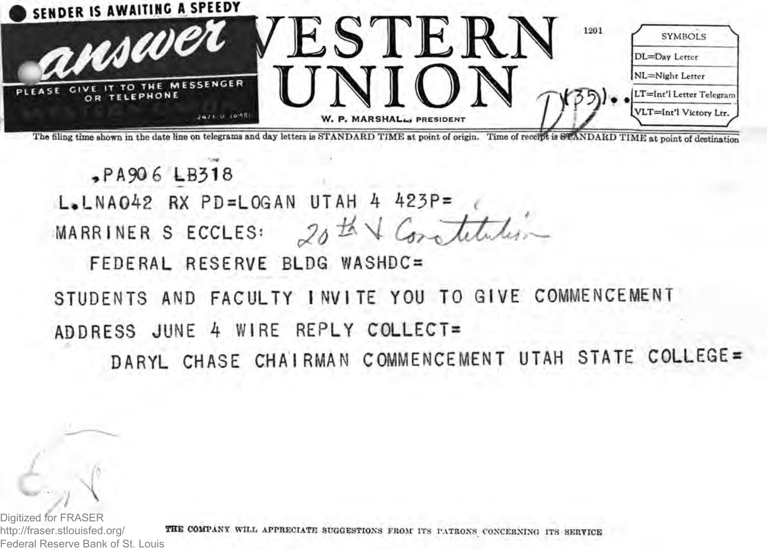SENDER IS AWAITING A SPEEDY **answer** PLEASE GIVE IT TO THE MESSENGER OR TELEPHONE

2477-U (6-48)

# WESTERN UNION

W. P. MARSHALL, PRESIDENT

1201

| SYMBOLS |
| --- |
| DL=Day Letter |
| NL=Night Letter |
| LT=Int'l Letter Telegram |
| VLT=Int'l Victory Ltr. |

The filing time shown in the date line on telegrams and day letters is STANDARD TIME at point of origin. Time of receipt is STANDARD TIME at point of destination

.PA906 LB318

L.LNA042 RX PD=LOGAN UTAH 4 423P=

MARRINER S ECCLES: *20th & Constitution*

FEDERAL RESERVE BLDG WASHDC=

STUDENTS AND FACULTY INVITE YOU TO GIVE COMMENCEMENT ADDRESS JUNE 4 WIRE REPLY COLLECT=

DARYL CHASE CHAIRMAN COMMENCEMENT UTAH STATE COLLEGE=

THE COMPANY WILL APPRECIATE SUGGESTIONS FROM ITS PATRONS CONCERNING ITS SERVICE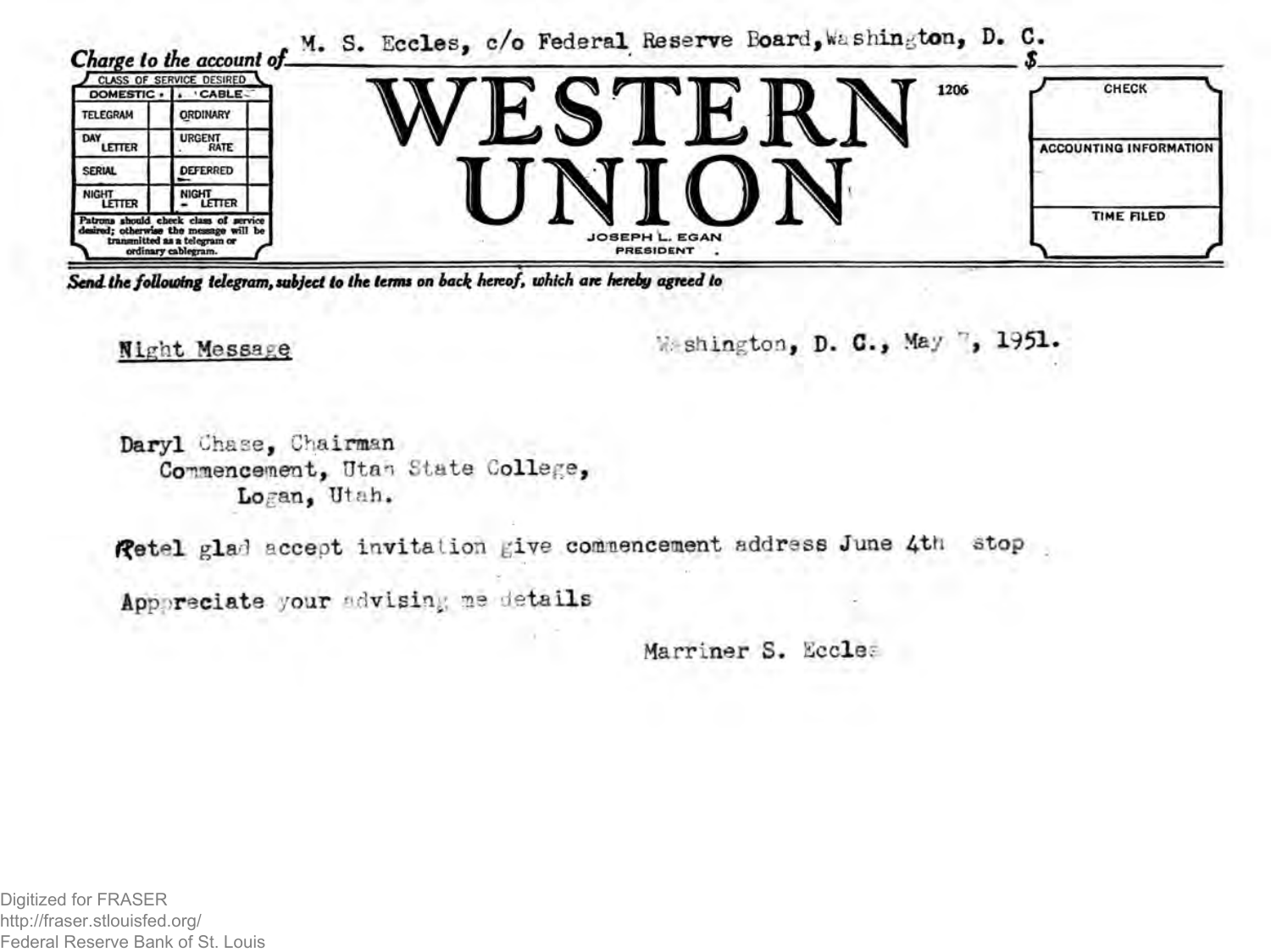Charge to the account of M. S. Eccles, c/o Federal Reserve Board, Washington, D. C. $

| CLASS OF SERVICE DESIRED | | | |
|---|---|---|---|
| DOMESTIC | | CABLE | |
| TELEGRAM | | ORDINARY | |
| DAY LETTER | | URGENT RATE | |
| SERIAL | | DEFERRED | |
| NIGHT LETTER | | NIGHT LETTER | |

Patrons should check class of service desired; otherwise the message will be transmitted as a telegram or ordinary cablegram.

# WESTERN UNION

1206

JOSEPH L. EGAN
PRESIDENT

| CHECK |
|---|
| ACCOUNTING INFORMATION |
| TIME FILED |

*Send the following telegram, subject to the terms on back hereof, which are hereby agreed to*

Night Message

Washington, D. C., May 7, 1951.

Daryl Chase, Chairman
Commencement, Utah State College,
Logan, Utah.

Retel glad accept invitation give commencement address June 4th stop

Appreciate your advising me details

Marriner S. Eccles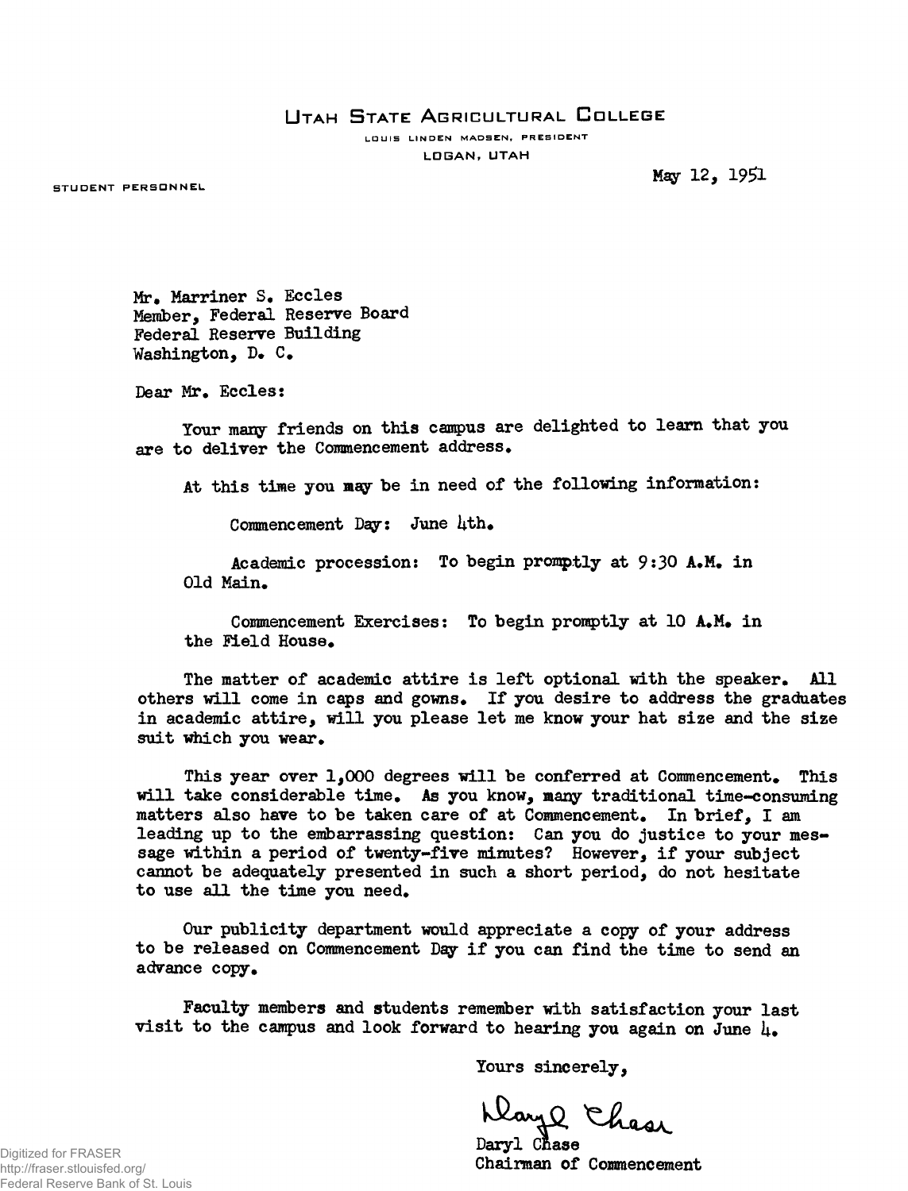# UTAH STATE AGRICULTURAL COLLEGE

LOUIS LINDEN MADSEN, PRESIDENT

LOGAN, UTAH

STUDENT PERSONNEL

May 12, 1951

Mr. Marriner S. Eccles
Member, Federal Reserve Board
Federal Reserve Building
Washington, D. C.

Dear Mr. Eccles:

Your many friends on this campus are delighted to learn that you are to deliver the Commencement address.

At this time you may be in need of the following information:

Commencement Day: June 4th.

Academic procession: To begin promptly at 9:30 A.M. in Old Main.

Commencement Exercises: To begin promptly at 10 A.M. in the Field House.

The matter of academic attire is left optional with the speaker. All others will come in caps and gowns. If you desire to address the graduates in academic attire, will you please let me know your hat size and the size suit which you wear.

This year over 1,000 degrees will be conferred at Commencement. This will take considerable time. As you know, many traditional time-consuming matters also have to be taken care of at Commencement. In brief, I am leading up to the embarrassing question: Can you do justice to your message within a period of twenty-five minutes? However, if your subject cannot be adequately presented in such a short period, do not hesitate to use all the time you need.

Our publicity department would appreciate a copy of your address to be released on Commencement Day if you can find the time to send an advance copy.

Faculty members and students remember with satisfaction your last visit to the campus and look forward to hearing you again on June 4.

Yours sincerely,

Daryl Chase

Daryl Chase
Chairman of Commencement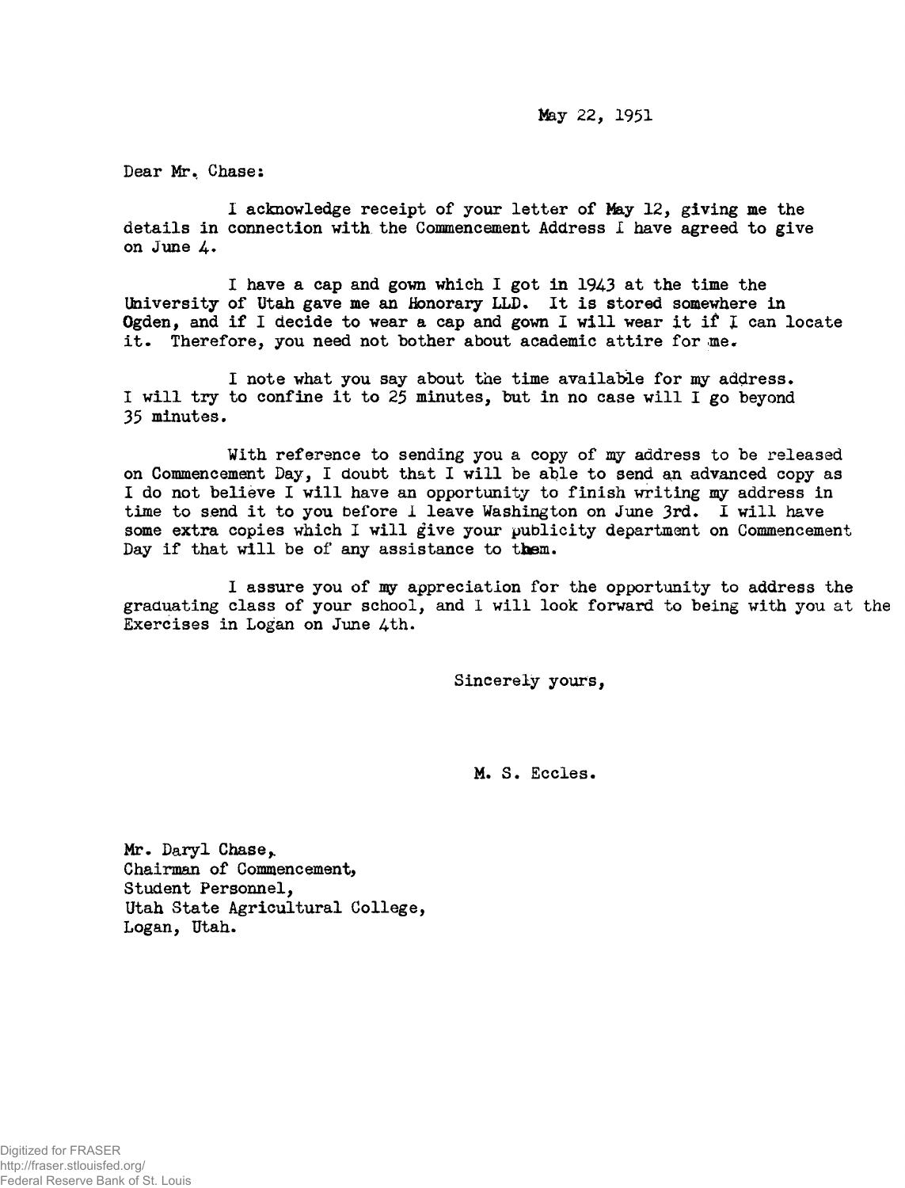May 22, 1951

Dear Mr. Chase:

I acknowledge receipt of your letter of May 12, giving me the details in connection with the Commencement Address I have agreed to give on June 4.

I have a cap and gown which I got in 1943 at the time the University of Utah gave me an Honorary LLD. It is stored somewhere in Ogden, and if I decide to wear a cap and gown I will wear it if I can locate it. Therefore, you need not bother about academic attire for me.

I note what you say about the time available for my address. I will try to confine it to 25 minutes, but in no case will I go beyond 35 minutes.

With reference to sending you a copy of my address to be released on Commencement Day, I doubt that I will be able to send an advanced copy as I do not believe I will have an opportunity to finish writing my address in time to send it to you before I leave Washington on June 3rd. I will have some extra copies which I will give your publicity department on Commencement Day if that will be of any assistance to them.

I assure you of my appreciation for the opportunity to address the graduating class of your school, and I will look forward to being with you at the Exercises in Logan on June 4th.

Sincerely yours,

M. S. Eccles.

Mr. Daryl Chase,
Chairman of Commencement,
Student Personnel,
Utah State Agricultural College,
Logan, Utah.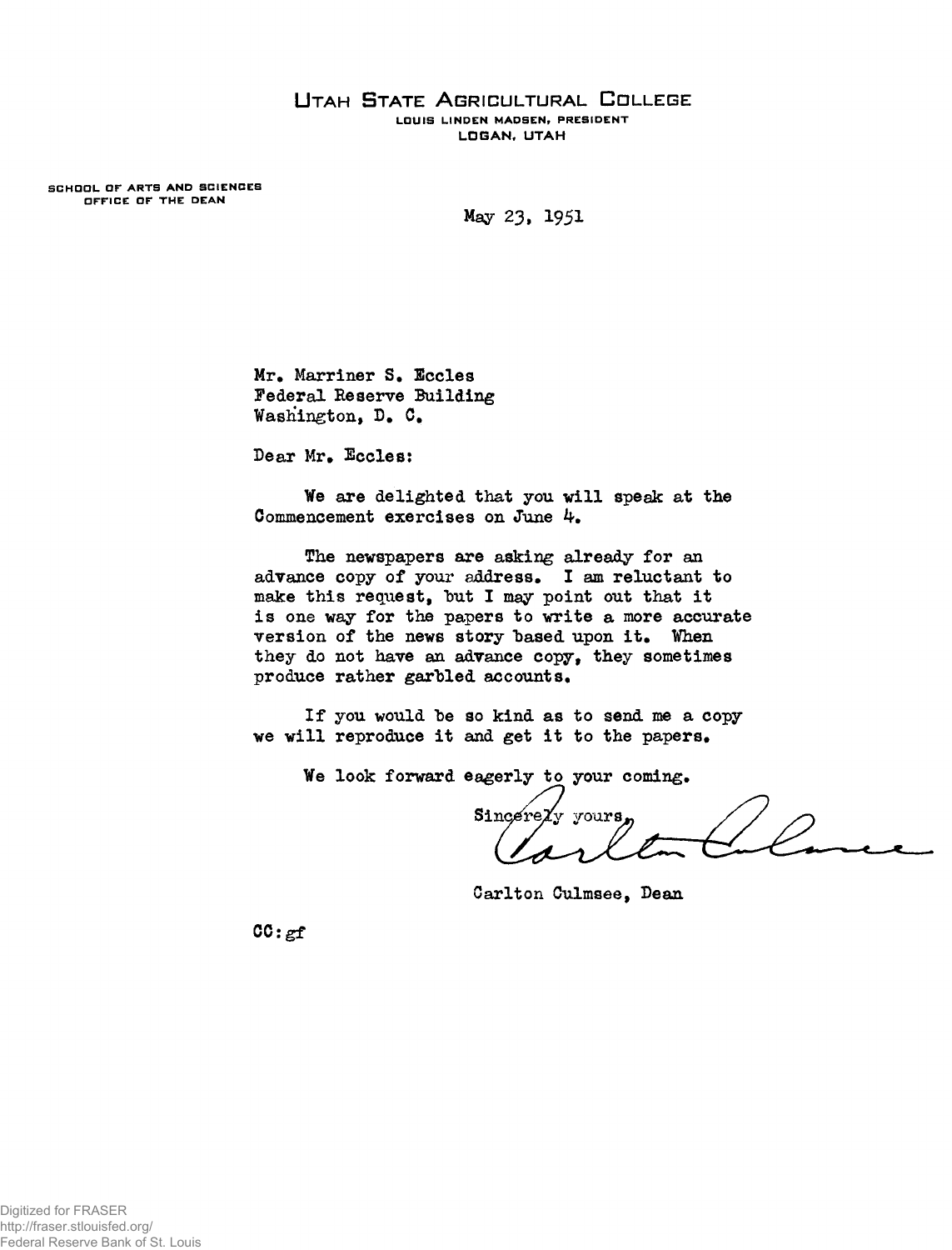# UTAH STATE AGRICULTURAL COLLEGE

LOUIS LINDEN MADSEN, PRESIDENT
LOGAN, UTAH

SCHOOL OF ARTS AND SCIENCES
OFFICE OF THE DEAN

May 23, 1951

Mr. Marriner S. Eccles
Federal Reserve Building
Washington, D. C.

Dear Mr. Eccles:

We are delighted that you will speak at the Commencement exercises on June 4.

The newspapers are asking already for an advance copy of your address. I am reluctant to make this request, but I may point out that it is one way for the papers to write a more accurate version of the news story based upon it. When they do not have an advance copy, they sometimes produce rather garbled accounts.

If you would be so kind as to send me a copy we will reproduce it and get it to the papers.

We look forward eagerly to your coming.

Sincerely yours,

Carlton Culmsee, Dean

CC:gf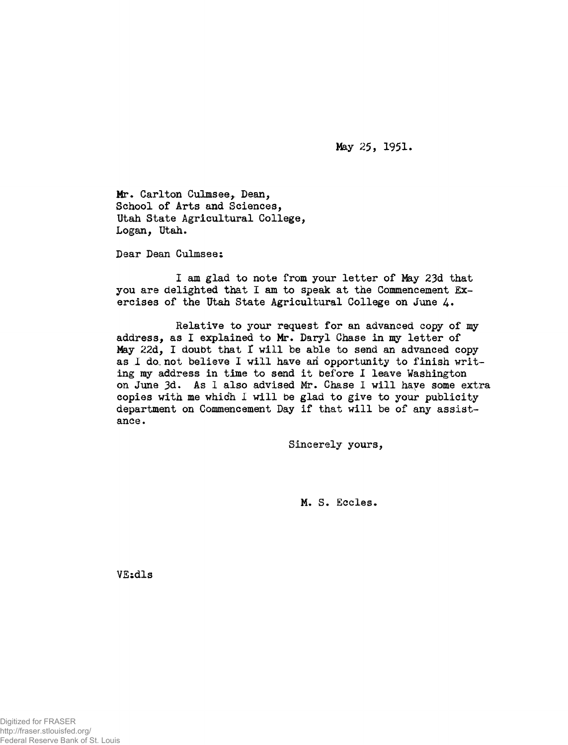May 25, 1951.

Mr. Carlton Culmsee, Dean,
School of Arts and Sciences,
Utah State Agricultural College,
Logan, Utah.

Dear Dean Culmsee:

I am glad to note from your letter of May 23d that you are delighted that I am to speak at the Commencement Exercises of the Utah State Agricultural College on June 4.

Relative to your request for an advanced copy of my address, as I explained to Mr. Daryl Chase in my letter of May 22d, I doubt that I will be able to send an advanced copy as I do not believe I will have an opportunity to finish writing my address in time to send it before I leave Washington on June 3d. As I also advised Mr. Chase I will have some extra copies with me which I will be glad to give to your publicity department on Commencement Day if that will be of any assistance.

Sincerely yours,

M. S. Eccles.

VE:dls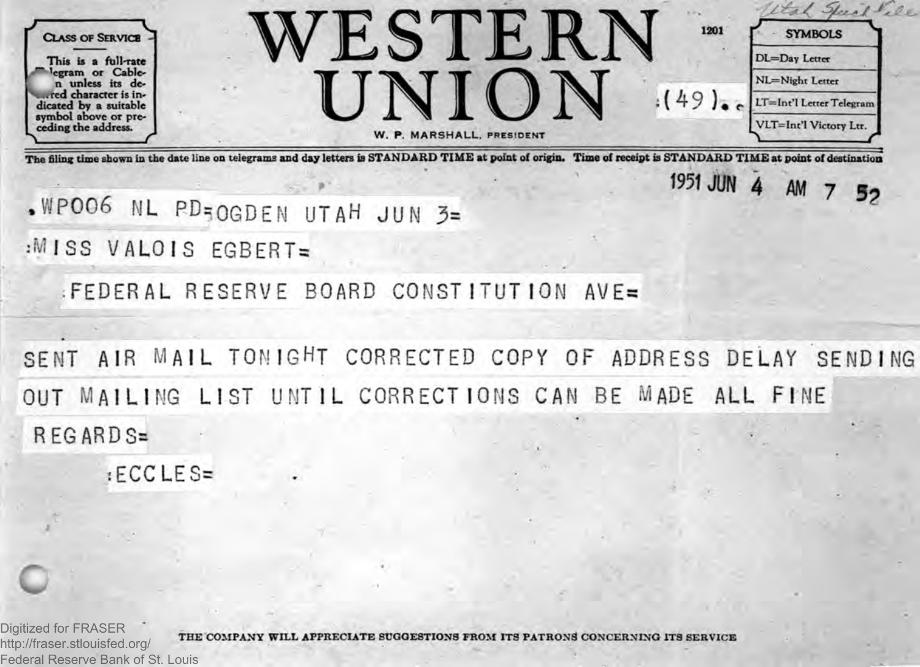# WESTERN UNION

W. P. MARSHALL, PRESIDENT

**CLASS OF SERVICE**

This is a full-rate Telegram or Cablegram unless its deferred character is indicated by a suitable symbol above or preceding the address.

1201

(49)

Utah Special File

**SYMBOLS**

DL=Day Letter
NL=Night Letter
LT=Int'l Letter Telegram
VLT=Int'l Victory Ltr.

The filing time shown in the date line on telegrams and day letters is STANDARD TIME at point of origin. Time of receipt is STANDARD TIME at point of destination

1951 JUN 4 AM 7 52

WP006 NL PD=OGDEN UTAH JUN 3=

MISS VALOIS EGBERT=

FEDERAL RESERVE BOARD CONSTITUTION AVE=

SENT AIR MAIL TONIGHT CORRECTED COPY OF ADDRESS DELAY SENDING OUT MAILING LIST UNTIL CORRECTIONS CAN BE MADE ALL FINE REGARDS=

ECCLES=

THE COMPANY WILL APPRECIATE SUGGESTIONS FROM ITS PATRONS CONCERNING ITS SERVICE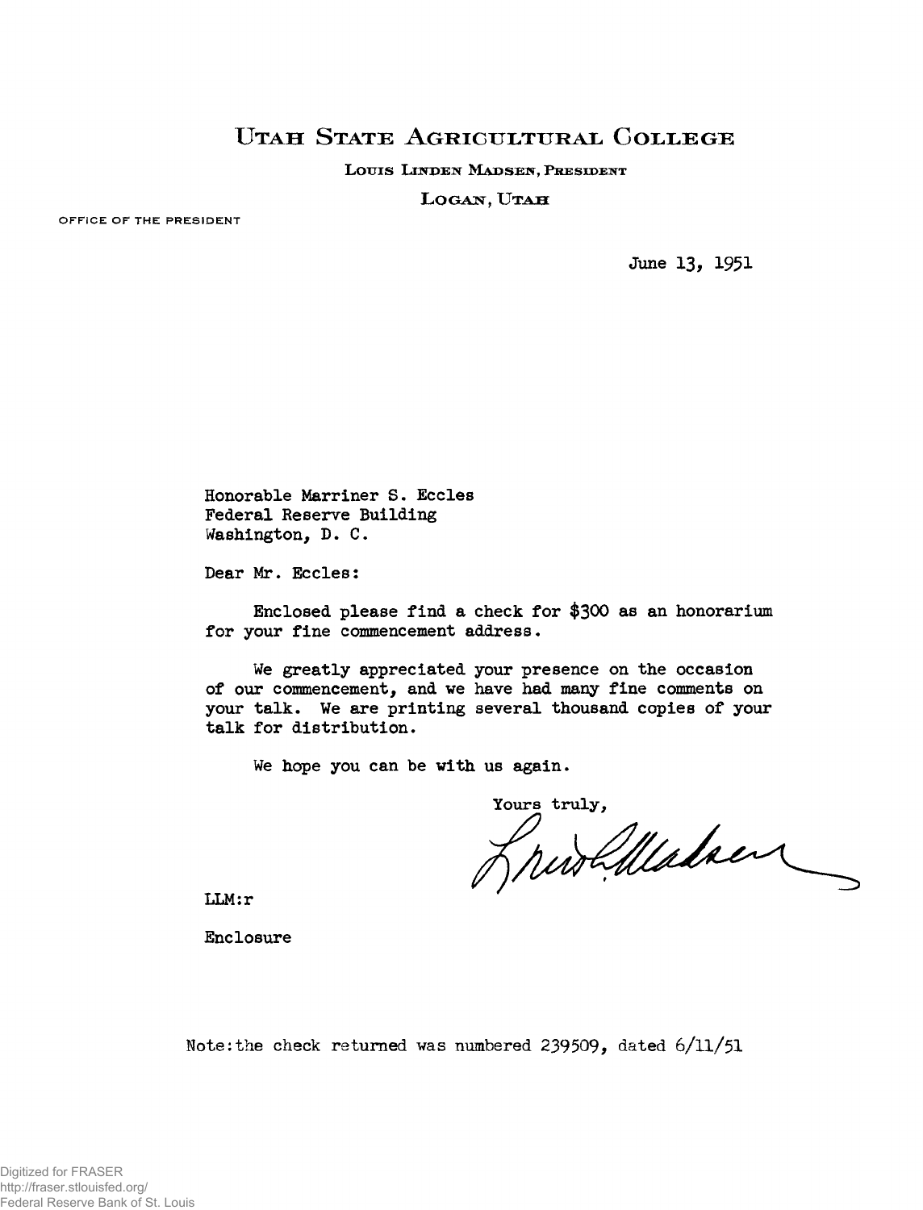# UTAH STATE AGRICULTURAL COLLEGE

LOUIS LINDEN MADSEN, PRESIDENT

LOGAN, UTAH

OFFICE OF THE PRESIDENT

June 13, 1951

Honorable Marriner S. Eccles
Federal Reserve Building
Washington, D. C.

Dear Mr. Eccles:

Enclosed please find a check for $300 as an honorarium for your fine commencement address.

We greatly appreciated your presence on the occasion of our commencement, and we have had many fine comments on your talk. We are printing several thousand copies of your talk for distribution.

We hope you can be with us again.

Yours truly,

Louis L. Madsen

LLM:r

Enclosure

Note: the check returned was numbered 239509, dated 6/11/51

Digitized for FRASER
http://fraser.stlouisfed.org/
Federal Reserve Bank of St. Louis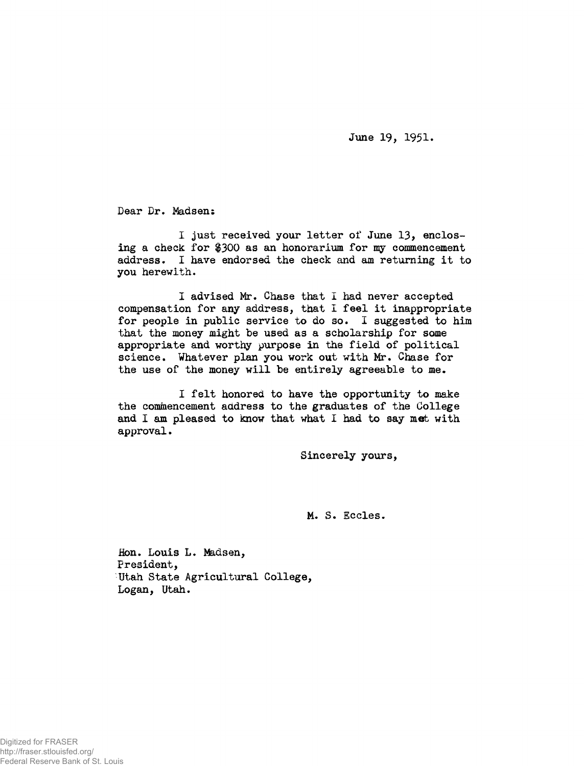June 19, 1951.

Dear Dr. Madsen:

I just received your letter of June 13, enclosing a check for $300 as an honorarium for my commencement address. I have endorsed the check and am returning it to you herewith.

I advised Mr. Chase that I had never accepted compensation for any address, that I feel it inappropriate for people in public service to do so. I suggested to him that the money might be used as a scholarship for some appropriate and worthy purpose in the field of political science. Whatever plan you work out with Mr. Chase for the use of the money will be entirely agreeable to me.

I felt honored to have the opportunity to make the commencement address to the graduates of the College and I am pleased to know that what I had to say met with approval.

Sincerely yours,

M. S. Eccles.

Hon. Louis L. Madsen,
President,
Utah State Agricultural College,
Logan, Utah.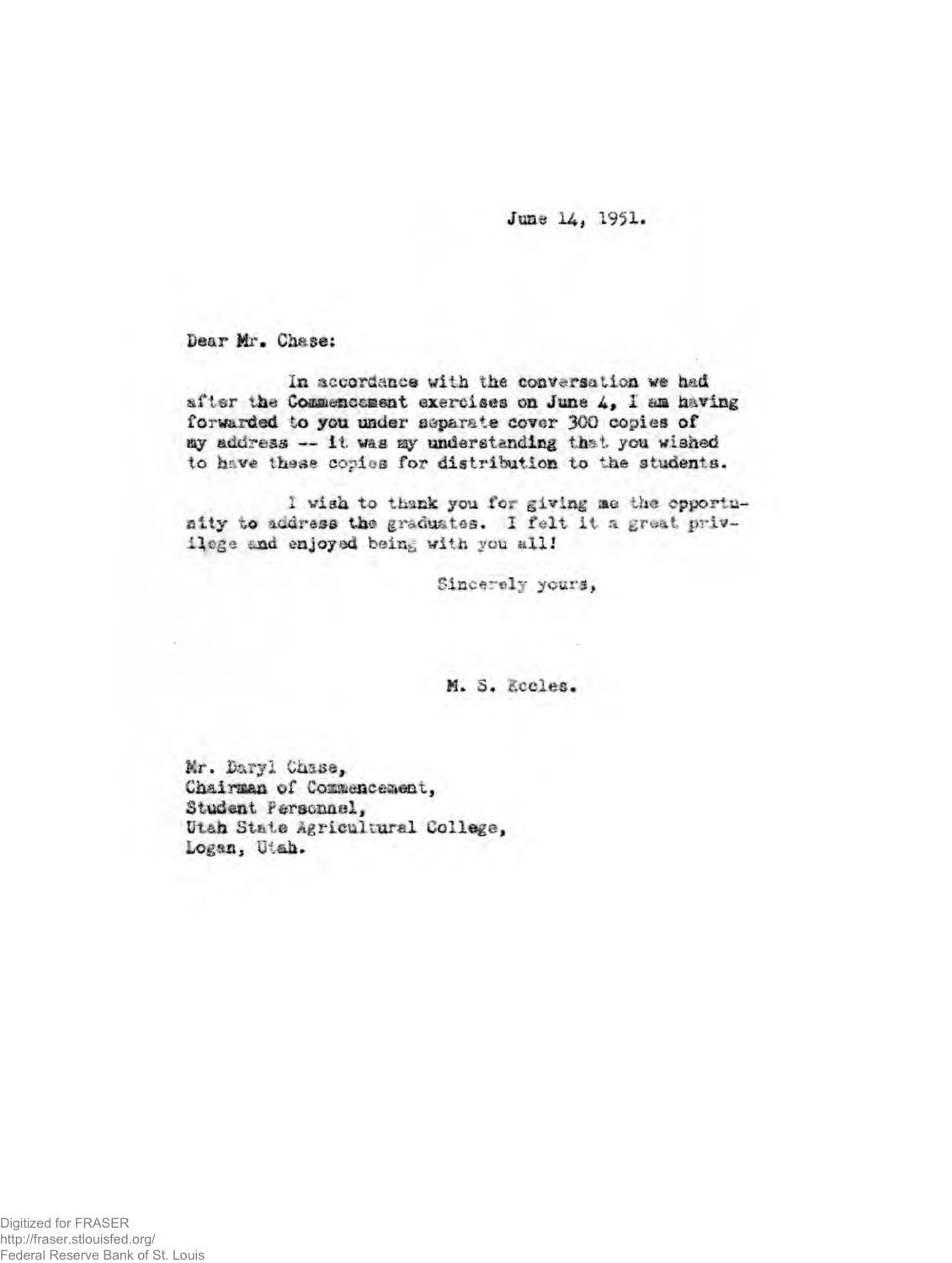June 14, 1951.

Dear Mr. Chase:

In accordance with the conversation we had after the Commencement exercises on June 4, I am having forwarded to you under separate cover 300 copies of my address -- it was my understanding that you wished to have these copies for distribution to the students.

I wish to thank you for giving me the opportunity to address the graduates. I felt it a great privilege and enjoyed being with you all!

Sincerely yours,

M. S. Eccles.

Mr. Daryl Chase,
Chairman of Commencement,
Student Personnel,
Utah State Agricultural College,
Logan, Utah.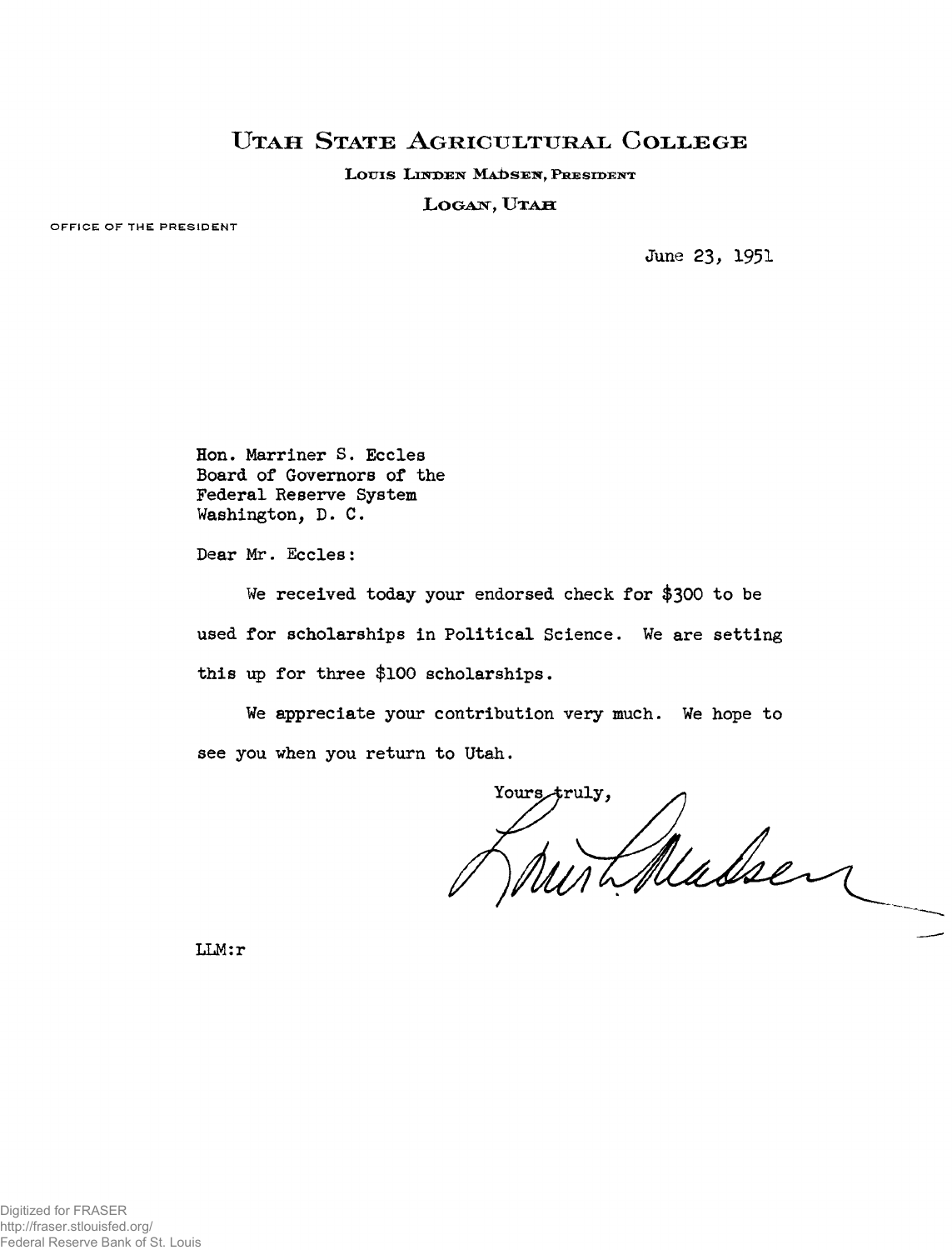# UTAH STATE AGRICULTURAL COLLEGE

LOUIS LINDEN MADSEN, PRESIDENT

LOGAN, UTAH

OFFICE OF THE PRESIDENT

June 23, 1951

Hon. Marriner S. Eccles
Board of Governors of the
Federal Reserve System
Washington, D. C.

Dear Mr. Eccles:

We received today your endorsed check for $300 to be used for scholarships in Political Science. We are setting this up for three $100 scholarships.

We appreciate your contribution very much. We hope to see you when you return to Utah.

Yours truly,

Louis L. Madsen

LLM:r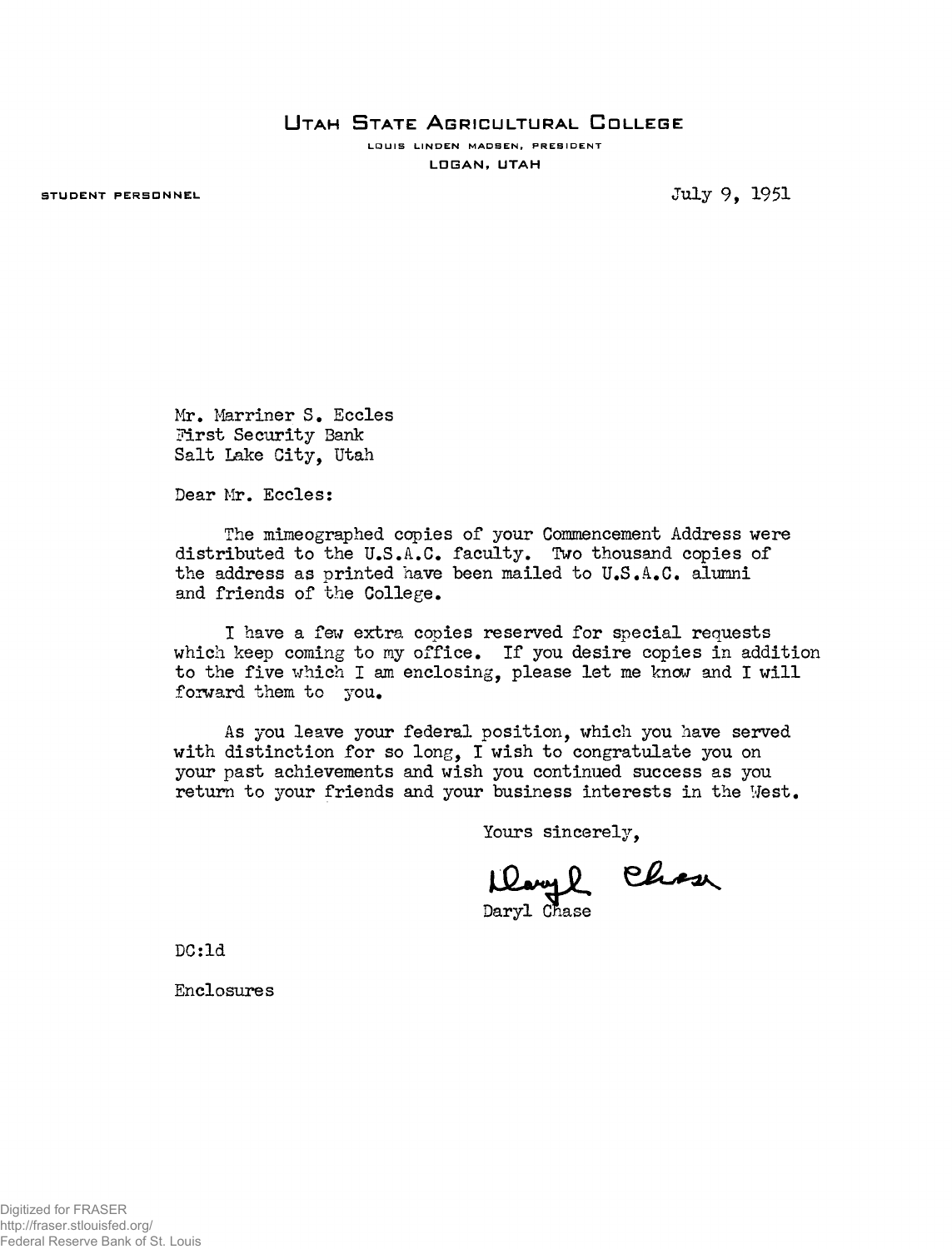# UTAH STATE AGRICULTURAL COLLEGE

LOUIS LINDEN MADSEN, PRESIDENT

LOGAN, UTAH

STUDENT PERSONNEL

July 9, 1951

Mr. Marriner S. Eccles
First Security Bank
Salt Lake City, Utah

Dear Mr. Eccles:

The mimeographed copies of your Commencement Address were distributed to the U.S.A.C. faculty. Two thousand copies of the address as printed have been mailed to U.S.A.C. alumni and friends of the College.

I have a few extra copies reserved for special requests which keep coming to my office. If you desire copies in addition to the five which I am enclosing, please let me know and I will forward them to you.

As you leave your federal position, which you have served with distinction for so long, I wish to congratulate you on your past achievements and wish you continued success as you return to your friends and your business interests in the West.

Yours sincerely,

Daryl Chase

Daryl Chase

DC:ld

Enclosures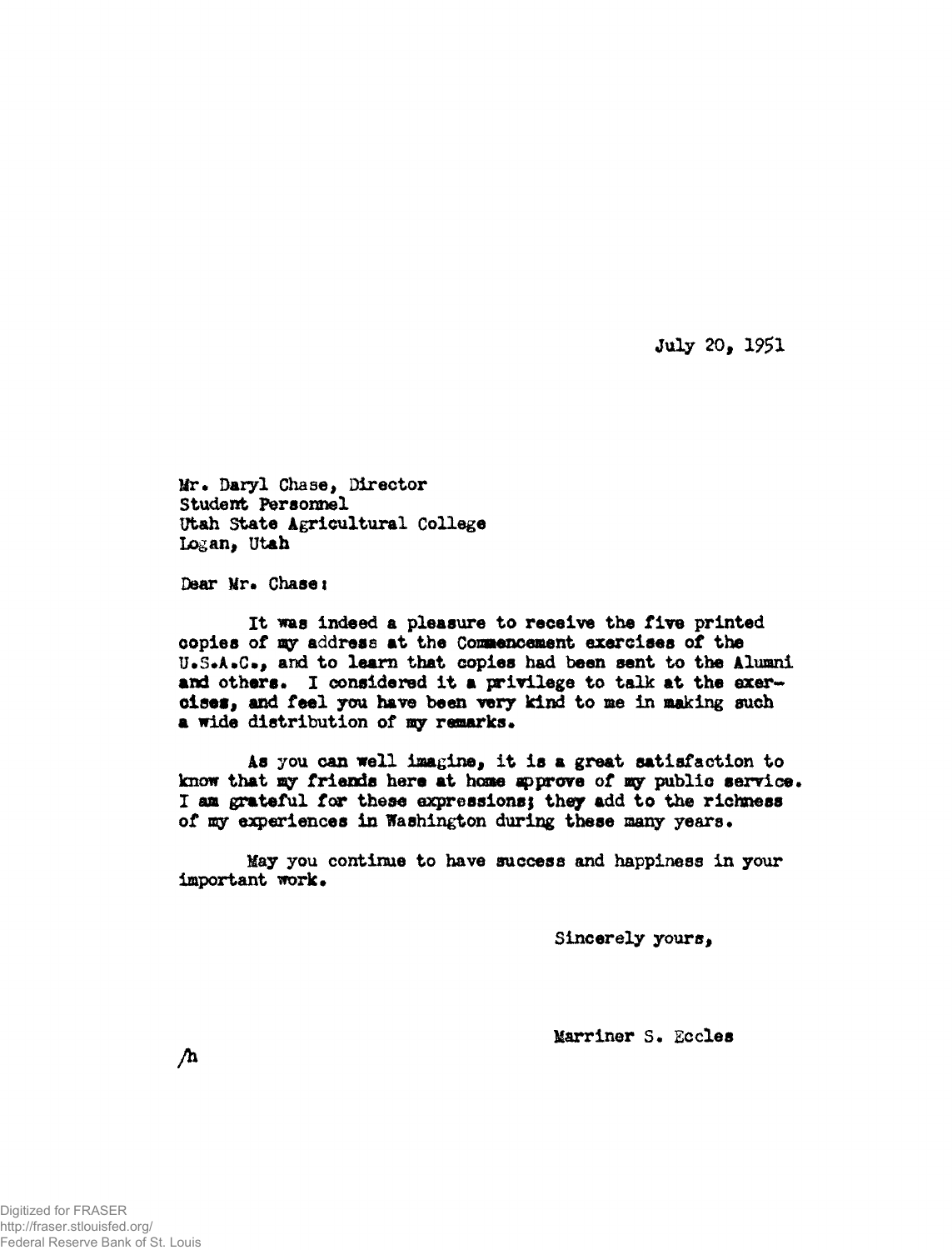July 20, 1951

Mr. Daryl Chase, Director
Student Personnel
Utah State Agricultural College
Logan, Utah

Dear Mr. Chase:

It was indeed a pleasure to receive the five printed copies of my address at the Commencement exercises of the U.S.A.C., and to learn that copies had been sent to the Alumni and others. I considered it a privilege to talk at the exercises, and feel you have been very kind to me in making such a wide distribution of my remarks.

As you can well imagine, it is a great satisfaction to know that my friends here at home approve of my public service. I am grateful for these expressions; they add to the richness of my experiences in Washington during these many years.

May you continue to have success and happiness in your important work.

Sincerely yours,

Marriner S. Eccles

/h

Digitized for FRASER
http://fraser.stlouisfed.org/
Federal Reserve Bank of St. Louis